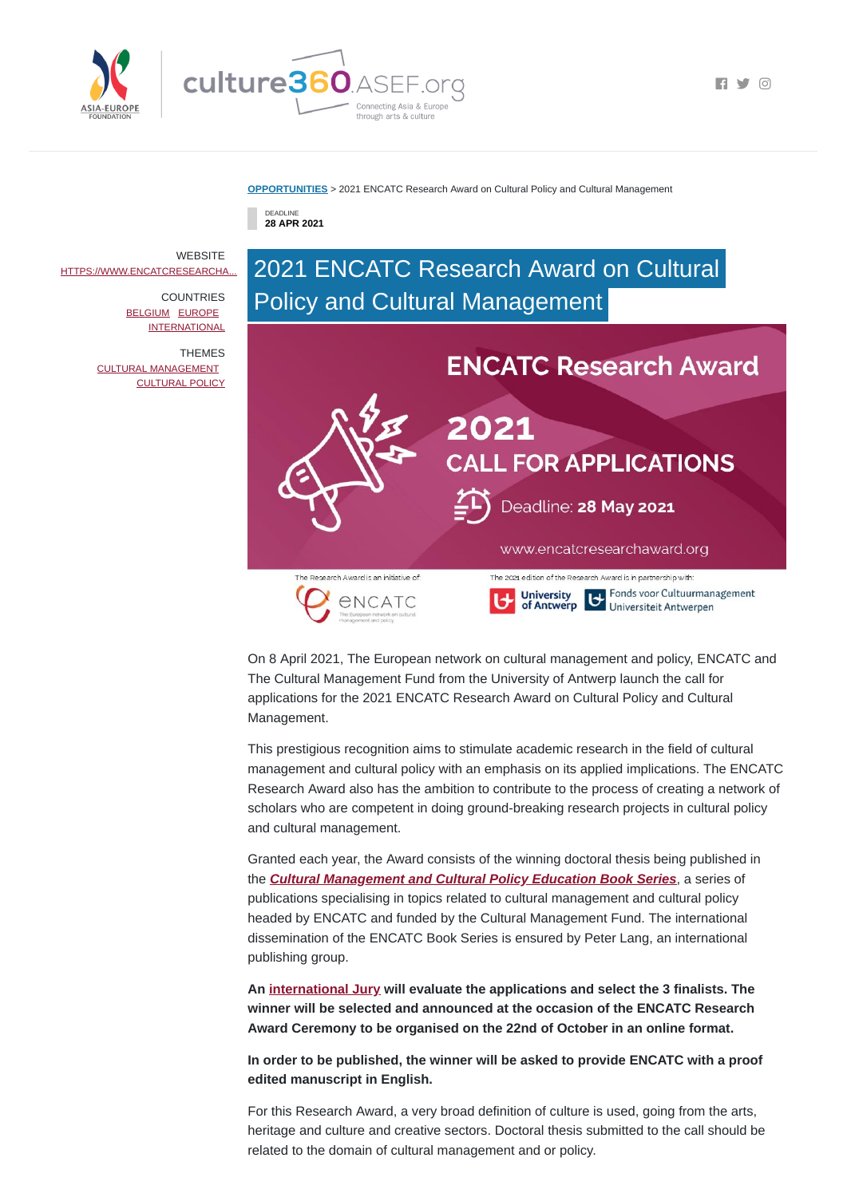**OPPORTUNITIES** > 2021 ENCATC Research Award on Cultural Policy and Cultural Management

DEADLINE
**28 APR 2021**

WEBSITE
HTTPS://WWW.ENCATCRESEARCHA...

COUNTRIES
BELGIUM EUROPE
INTERNATIONAL

THEMES
CULTURAL MANAGEMENT
CULTURAL POLICY

# 2021 ENCATC Research Award on Cultural Policy and Cultural Management

On 8 April 2021, The European network on cultural management and policy, ENCATC and The Cultural Management Fund from the University of Antwerp launch the call for applications for the 2021 ENCATC Research Award on Cultural Policy and Cultural Management.

This prestigious recognition aims to stimulate academic research in the field of cultural management and cultural policy with an emphasis on its applied implications. The ENCATC Research Award also has the ambition to contribute to the process of creating a network of scholars who are competent in doing ground-breaking research projects in cultural policy and cultural management.

Granted each year, the Award consists of the winning doctoral thesis being published in the ***Cultural Management and Cultural Policy Education Book Series***, a series of publications specialising in topics related to cultural management and cultural policy headed by ENCATC and funded by the Cultural Management Fund. The international dissemination of the ENCATC Book Series is ensured by Peter Lang, an international publishing group.

**An international Jury will evaluate the applications and select the 3 finalists. The winner will be selected and announced at the occasion of the ENCATC Research Award Ceremony to be organised on the 22nd of October in an online format.**

**In order to be published, the winner will be asked to provide ENCATC with a proof edited manuscript in English.**

For this Research Award, a very broad definition of culture is used, going from the arts, heritage and culture and creative sectors. Doctoral thesis submitted to the call should be related to the domain of cultural management and or policy.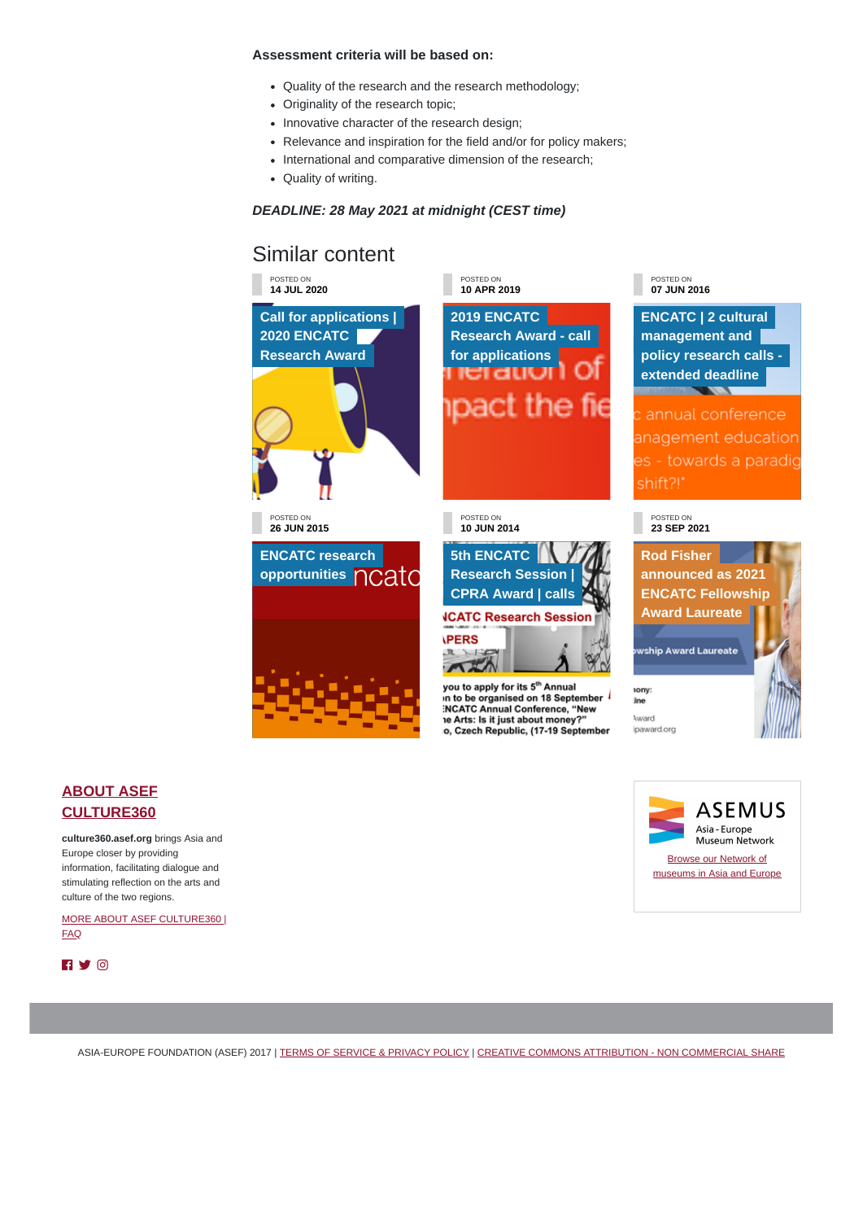**Assessment criteria will be based on:**

- Quality of the research and the research methodology;
- Originality of the research topic;
- Innovative character of the research design;
- Relevance and inspiration for the field and/or for policy makers;
- International and comparative dimension of the research;
- Quality of writing.

***DEADLINE: 28 May 2021 at midnight (CEST time)***

## Similar content

POSTED ON
14 JUL 2020
Call for applications | 2020 ENCATC Research Award

POSTED ON
10 APR 2019
2019 ENCATC Research Award - call for applications

POSTED ON
07 JUN 2016
ENCATC | 2 cultural management and policy research calls - extended deadline

POSTED ON
26 JUN 2015
ENCATC research opportunities

POSTED ON
10 JUN 2014
5th ENCATC Research Session | CPRA Award | calls

POSTED ON
23 SEP 2021
Rod Fisher announced as 2021 ENCATC Fellowship Award Laureate

### ABOUT ASEF CULTURE360

**culture360.asef.org** brings Asia and Europe closer by providing information, facilitating dialogue and stimulating reflection on the arts and culture of the two regions.

MORE ABOUT ASEF CULTURE360 | FAQ

ASEMUS
Asia - Europe Museum Network

Browse our Network of museums in Asia and Europe

ASIA-EUROPE FOUNDATION (ASEF) 2017 | TERMS OF SERVICE & PRIVACY POLICY | CREATIVE COMMONS ATTRIBUTION - NON COMMERCIAL SHARE